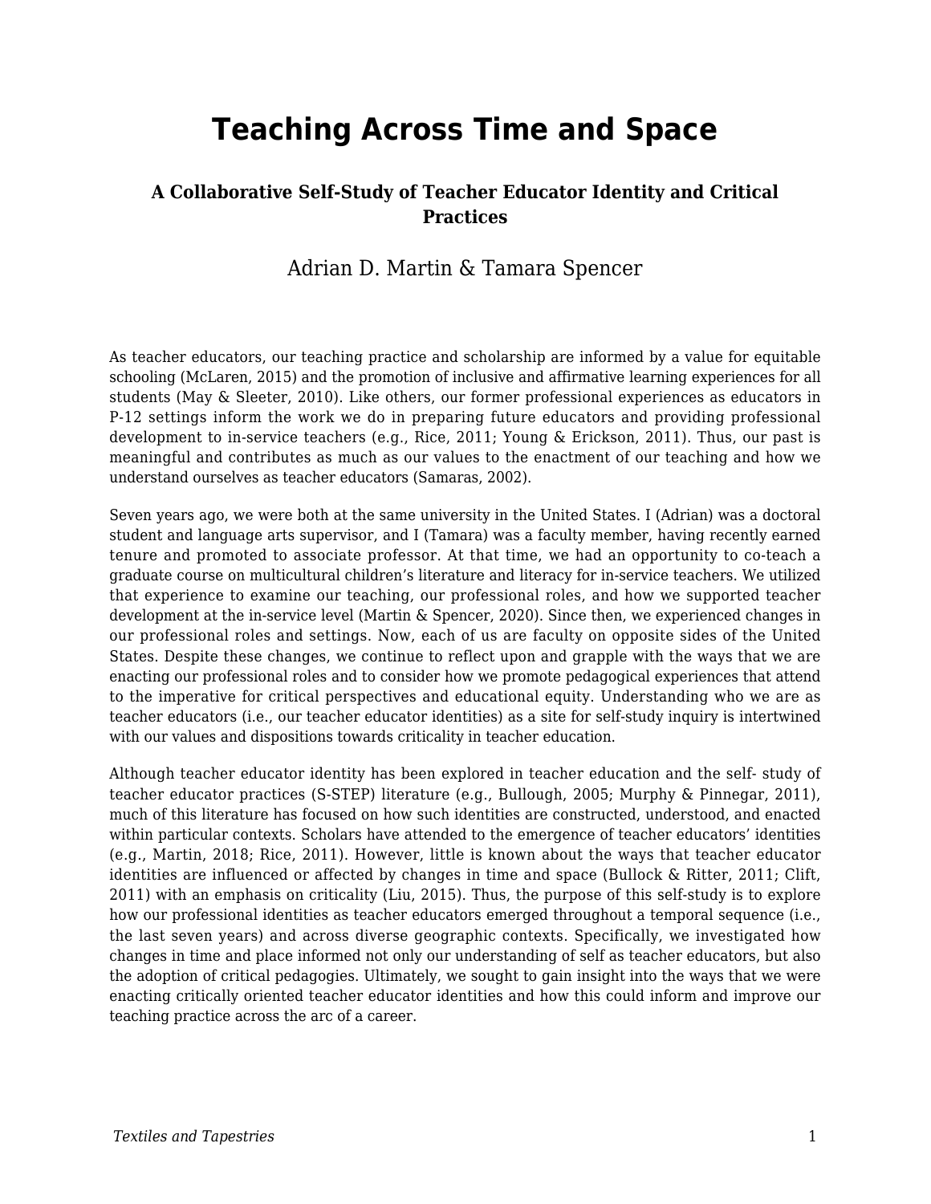# Teaching Across Time and Space

### A Collaborative Self-Study of Teacher Educator Identity and Critical Practices

Adrian D. Martin & Tamara Spencer

As teacher educators, our teaching practice and scholarship are informed by a value for equitable schooling (McLaren, 2015) and the promotion of inclusive and affirmative learning experiences for all students (May & Sleeter, 2010). Like others, our former professional experiences as educators in P-12 settings inform the work we do in preparing future educators and providing professional development to in-service teachers (e.g., Rice, 2011; Young & Erickson, 2011). Thus, our past is meaningful and contributes as much as our values to the enactment of our teaching and how we understand ourselves as teacher educators (Samaras, 2002).

Seven years ago, we were both at the same university in the United States. I (Adrian) was a doctoral student and language arts supervisor, and I (Tamara) was a faculty member, having recently earned tenure and promoted to associate professor. At that time, we had an opportunity to co-teach a graduate course on multicultural children's literature and literacy for in-service teachers. We utilized that experience to examine our teaching, our professional roles, and how we supported teacher development at the in-service level (Martin & Spencer, 2020). Since then, we experienced changes in our professional roles and settings. Now, each of us are faculty on opposite sides of the United States. Despite these changes, we continue to reflect upon and grapple with the ways that we are enacting our professional roles and to consider how we promote pedagogical experiences that attend to the imperative for critical perspectives and educational equity. Understanding who we are as teacher educators (i.e., our teacher educator identities) as a site for self-study inquiry is intertwined with our values and dispositions towards criticality in teacher education.

Although teacher educator identity has been explored in teacher education and the self- study of teacher educator practices (S-STEP) literature (e.g., Bullough, 2005; Murphy & Pinnegar, 2011), much of this literature has focused on how such identities are constructed, understood, and enacted within particular contexts. Scholars have attended to the emergence of teacher educators' identities (e.g., Martin, 2018; Rice, 2011). However, little is known about the ways that teacher educator identities are influenced or affected by changes in time and space (Bullock & Ritter, 2011; Clift, 2011) with an emphasis on criticality (Liu, 2015). Thus, the purpose of this self-study is to explore how our professional identities as teacher educators emerged throughout a temporal sequence (i.e., the last seven years) and across diverse geographic contexts. Specifically, we investigated how changes in time and place informed not only our understanding of self as teacher educators, but also the adoption of critical pedagogies. Ultimately, we sought to gain insight into the ways that we were enacting critically oriented teacher educator identities and how this could inform and improve our teaching practice across the arc of a career.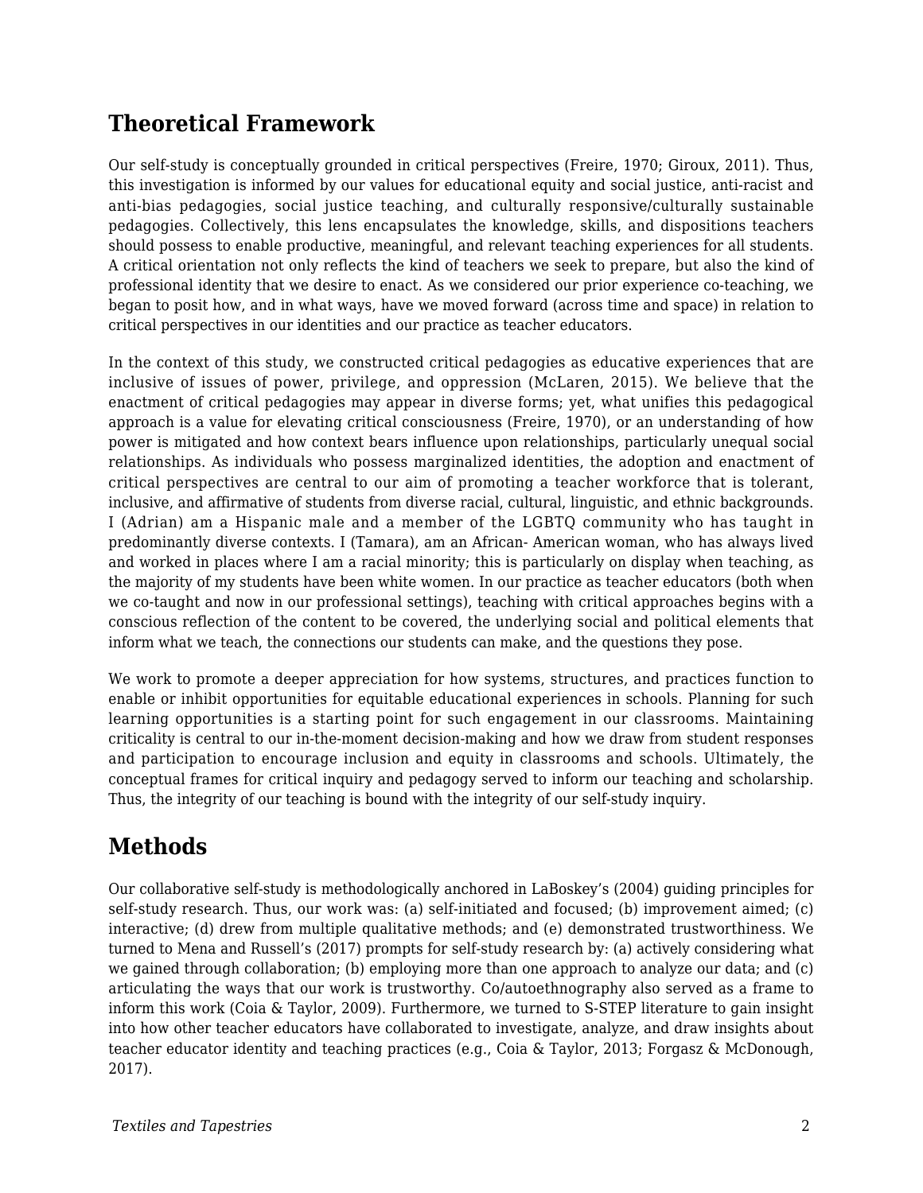## Theoretical Framework

Our self-study is conceptually grounded in critical perspectives (Freire, 1970; Giroux, 2011). Thus, this investigation is informed by our values for educational equity and social justice, anti-racist and anti-bias pedagogies, social justice teaching, and culturally responsive/culturally sustainable pedagogies. Collectively, this lens encapsulates the knowledge, skills, and dispositions teachers should possess to enable productive, meaningful, and relevant teaching experiences for all students. A critical orientation not only reflects the kind of teachers we seek to prepare, but also the kind of professional identity that we desire to enact. As we considered our prior experience co-teaching, we began to posit how, and in what ways, have we moved forward (across time and space) in relation to critical perspectives in our identities and our practice as teacher educators.

In the context of this study, we constructed critical pedagogies as educative experiences that are inclusive of issues of power, privilege, and oppression (McLaren, 2015). We believe that the enactment of critical pedagogies may appear in diverse forms; yet, what unifies this pedagogical approach is a value for elevating critical consciousness (Freire, 1970), or an understanding of how power is mitigated and how context bears influence upon relationships, particularly unequal social relationships. As individuals who possess marginalized identities, the adoption and enactment of critical perspectives are central to our aim of promoting a teacher workforce that is tolerant, inclusive, and affirmative of students from diverse racial, cultural, linguistic, and ethnic backgrounds. I (Adrian) am a Hispanic male and a member of the LGBTQ community who has taught in predominantly diverse contexts. I (Tamara), am an African- American woman, who has always lived and worked in places where I am a racial minority; this is particularly on display when teaching, as the majority of my students have been white women. In our practice as teacher educators (both when we co-taught and now in our professional settings), teaching with critical approaches begins with a conscious reflection of the content to be covered, the underlying social and political elements that inform what we teach, the connections our students can make, and the questions they pose.

We work to promote a deeper appreciation for how systems, structures, and practices function to enable or inhibit opportunities for equitable educational experiences in schools. Planning for such learning opportunities is a starting point for such engagement in our classrooms. Maintaining criticality is central to our in-the-moment decision-making and how we draw from student responses and participation to encourage inclusion and equity in classrooms and schools. Ultimately, the conceptual frames for critical inquiry and pedagogy served to inform our teaching and scholarship. Thus, the integrity of our teaching is bound with the integrity of our self-study inquiry.

## Methods

Our collaborative self-study is methodologically anchored in LaBoskey's (2004) guiding principles for self-study research. Thus, our work was: (a) self-initiated and focused; (b) improvement aimed; (c) interactive; (d) drew from multiple qualitative methods; and (e) demonstrated trustworthiness. We turned to Mena and Russell's (2017) prompts for self-study research by: (a) actively considering what we gained through collaboration; (b) employing more than one approach to analyze our data; and (c) articulating the ways that our work is trustworthy. Co/autoethnography also served as a frame to inform this work (Coia & Taylor, 2009). Furthermore, we turned to S-STEP literature to gain insight into how other teacher educators have collaborated to investigate, analyze, and draw insights about teacher educator identity and teaching practices (e.g., Coia & Taylor, 2013; Forgasz & McDonough, 2017).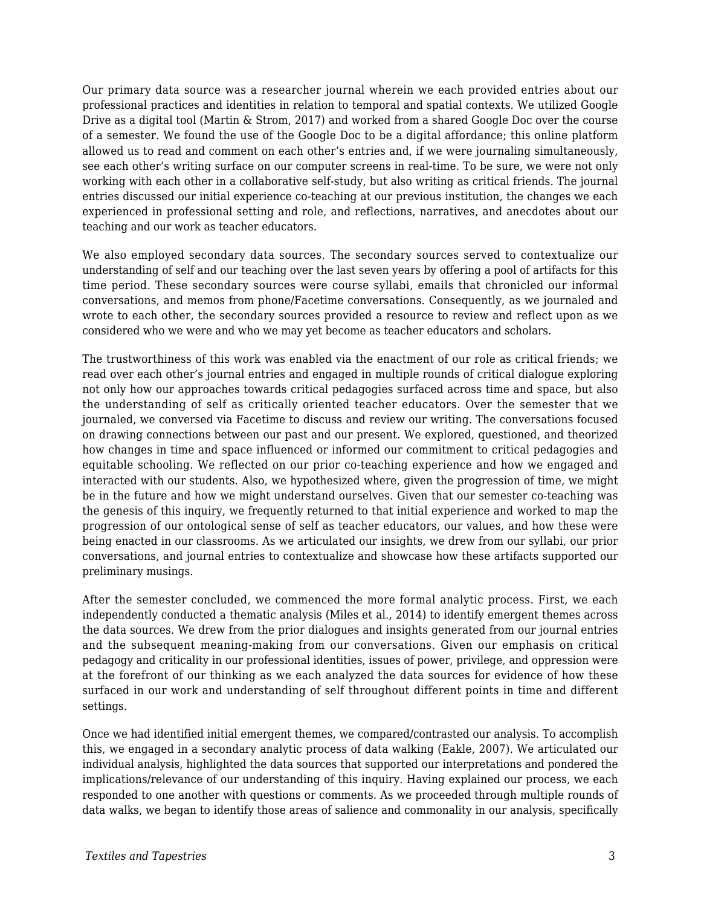Our primary data source was a researcher journal wherein we each provided entries about our professional practices and identities in relation to temporal and spatial contexts. We utilized Google Drive as a digital tool (Martin & Strom, 2017) and worked from a shared Google Doc over the course of a semester. We found the use of the Google Doc to be a digital affordance; this online platform allowed us to read and comment on each other's entries and, if we were journaling simultaneously, see each other's writing surface on our computer screens in real-time. To be sure, we were not only working with each other in a collaborative self-study, but also writing as critical friends. The journal entries discussed our initial experience co-teaching at our previous institution, the changes we each experienced in professional setting and role, and reflections, narratives, and anecdotes about our teaching and our work as teacher educators.

We also employed secondary data sources. The secondary sources served to contextualize our understanding of self and our teaching over the last seven years by offering a pool of artifacts for this time period. These secondary sources were course syllabi, emails that chronicled our informal conversations, and memos from phone/Facetime conversations. Consequently, as we journaled and wrote to each other, the secondary sources provided a resource to review and reflect upon as we considered who we were and who we may yet become as teacher educators and scholars.

The trustworthiness of this work was enabled via the enactment of our role as critical friends; we read over each other's journal entries and engaged in multiple rounds of critical dialogue exploring not only how our approaches towards critical pedagogies surfaced across time and space, but also the understanding of self as critically oriented teacher educators. Over the semester that we journaled, we conversed via Facetime to discuss and review our writing. The conversations focused on drawing connections between our past and our present. We explored, questioned, and theorized how changes in time and space influenced or informed our commitment to critical pedagogies and equitable schooling. We reflected on our prior co-teaching experience and how we engaged and interacted with our students. Also, we hypothesized where, given the progression of time, we might be in the future and how we might understand ourselves. Given that our semester co-teaching was the genesis of this inquiry, we frequently returned to that initial experience and worked to map the progression of our ontological sense of self as teacher educators, our values, and how these were being enacted in our classrooms. As we articulated our insights, we drew from our syllabi, our prior conversations, and journal entries to contextualize and showcase how these artifacts supported our preliminary musings.

After the semester concluded, we commenced the more formal analytic process. First, we each independently conducted a thematic analysis (Miles et al., 2014) to identify emergent themes across the data sources. We drew from the prior dialogues and insights generated from our journal entries and the subsequent meaning-making from our conversations. Given our emphasis on critical pedagogy and criticality in our professional identities, issues of power, privilege, and oppression were at the forefront of our thinking as we each analyzed the data sources for evidence of how these surfaced in our work and understanding of self throughout different points in time and different settings.

Once we had identified initial emergent themes, we compared/contrasted our analysis. To accomplish this, we engaged in a secondary analytic process of data walking (Eakle, 2007). We articulated our individual analysis, highlighted the data sources that supported our interpretations and pondered the implications/relevance of our understanding of this inquiry. Having explained our process, we each responded to one another with questions or comments. As we proceeded through multiple rounds of data walks, we began to identify those areas of salience and commonality in our analysis, specifically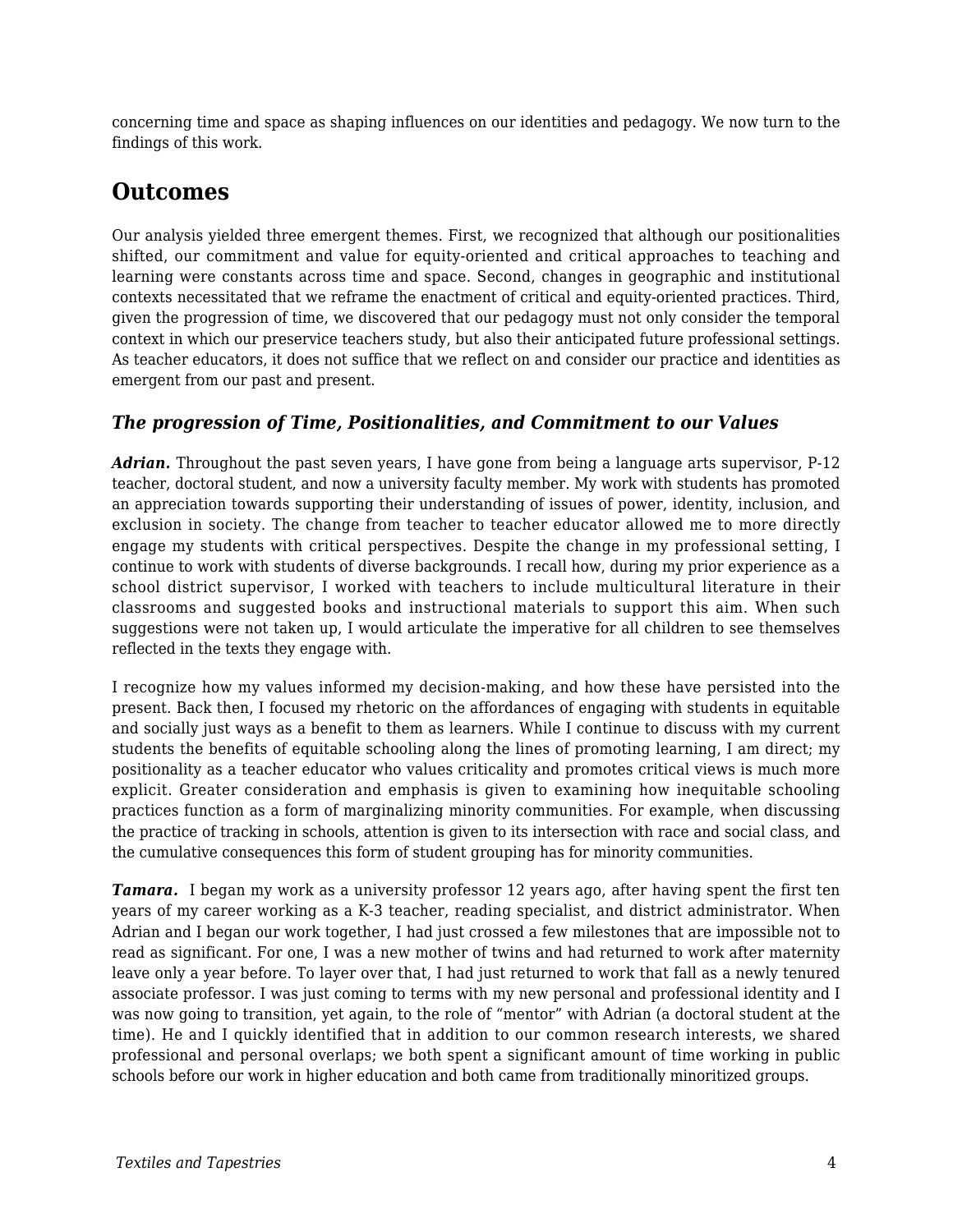concerning time and space as shaping influences on our identities and pedagogy. We now turn to the findings of this work.

## Outcomes

Our analysis yielded three emergent themes. First, we recognized that although our positionalities shifted, our commitment and value for equity-oriented and critical approaches to teaching and learning were constants across time and space. Second, changes in geographic and institutional contexts necessitated that we reframe the enactment of critical and equity-oriented practices. Third, given the progression of time, we discovered that our pedagogy must not only consider the temporal context in which our preservice teachers study, but also their anticipated future professional settings. As teacher educators, it does not suffice that we reflect on and consider our practice and identities as emergent from our past and present.

### *The progression of Time, Positionalities, and Commitment to our Values*

***Adrian.*** Throughout the past seven years, I have gone from being a language arts supervisor, P-12 teacher, doctoral student, and now a university faculty member. My work with students has promoted an appreciation towards supporting their understanding of issues of power, identity, inclusion, and exclusion in society. The change from teacher to teacher educator allowed me to more directly engage my students with critical perspectives. Despite the change in my professional setting, I continue to work with students of diverse backgrounds. I recall how, during my prior experience as a school district supervisor, I worked with teachers to include multicultural literature in their classrooms and suggested books and instructional materials to support this aim. When such suggestions were not taken up, I would articulate the imperative for all children to see themselves reflected in the texts they engage with.

I recognize how my values informed my decision-making, and how these have persisted into the present. Back then, I focused my rhetoric on the affordances of engaging with students in equitable and socially just ways as a benefit to them as learners. While I continue to discuss with my current students the benefits of equitable schooling along the lines of promoting learning, I am direct; my positionality as a teacher educator who values criticality and promotes critical views is much more explicit. Greater consideration and emphasis is given to examining how inequitable schooling practices function as a form of marginalizing minority communities. For example, when discussing the practice of tracking in schools, attention is given to its intersection with race and social class, and the cumulative consequences this form of student grouping has for minority communities.

***Tamara.*** I began my work as a university professor 12 years ago, after having spent the first ten years of my career working as a K-3 teacher, reading specialist, and district administrator. When Adrian and I began our work together, I had just crossed a few milestones that are impossible not to read as significant. For one, I was a new mother of twins and had returned to work after maternity leave only a year before. To layer over that, I had just returned to work that fall as a newly tenured associate professor. I was just coming to terms with my new personal and professional identity and I was now going to transition, yet again, to the role of "mentor" with Adrian (a doctoral student at the time). He and I quickly identified that in addition to our common research interests, we shared professional and personal overlaps; we both spent a significant amount of time working in public schools before our work in higher education and both came from traditionally minoritized groups.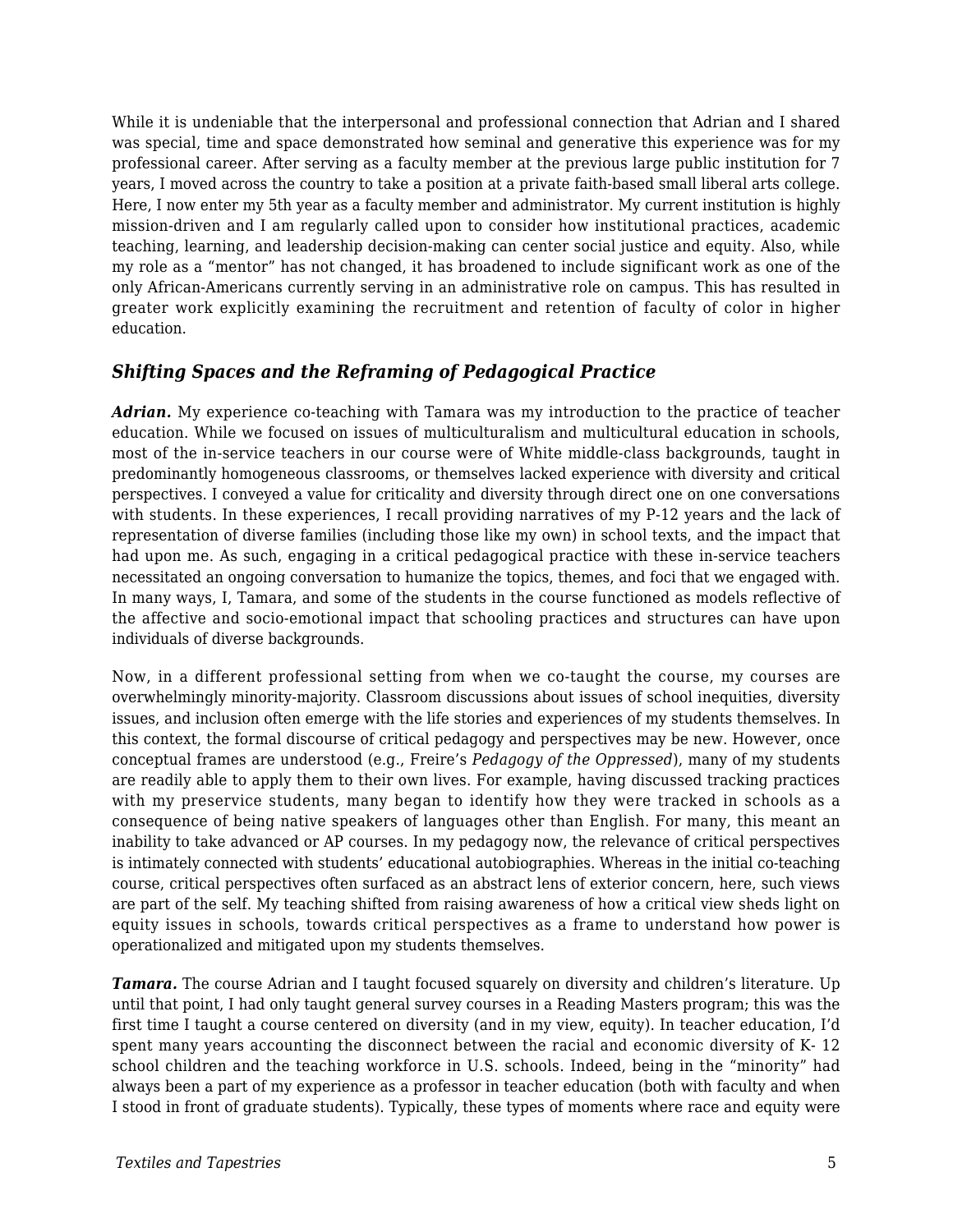While it is undeniable that the interpersonal and professional connection that Adrian and I shared was special, time and space demonstrated how seminal and generative this experience was for my professional career. After serving as a faculty member at the previous large public institution for 7 years, I moved across the country to take a position at a private faith-based small liberal arts college. Here, I now enter my 5th year as a faculty member and administrator. My current institution is highly mission-driven and I am regularly called upon to consider how institutional practices, academic teaching, learning, and leadership decision-making can center social justice and equity. Also, while my role as a "mentor" has not changed, it has broadened to include significant work as one of the only African-Americans currently serving in an administrative role on campus. This has resulted in greater work explicitly examining the recruitment and retention of faculty of color in higher education.

### *Shifting Spaces and the Reframing of Pedagogical Practice*

***Adrian.*** My experience co-teaching with Tamara was my introduction to the practice of teacher education. While we focused on issues of multiculturalism and multicultural education in schools, most of the in-service teachers in our course were of White middle-class backgrounds, taught in predominantly homogeneous classrooms, or themselves lacked experience with diversity and critical perspectives. I conveyed a value for criticality and diversity through direct one on one conversations with students. In these experiences, I recall providing narratives of my P-12 years and the lack of representation of diverse families (including those like my own) in school texts, and the impact that had upon me. As such, engaging in a critical pedagogical practice with these in-service teachers necessitated an ongoing conversation to humanize the topics, themes, and foci that we engaged with. In many ways, I, Tamara, and some of the students in the course functioned as models reflective of the affective and socio-emotional impact that schooling practices and structures can have upon individuals of diverse backgrounds.

Now, in a different professional setting from when we co-taught the course, my courses are overwhelmingly minority-majority. Classroom discussions about issues of school inequities, diversity issues, and inclusion often emerge with the life stories and experiences of my students themselves. In this context, the formal discourse of critical pedagogy and perspectives may be new. However, once conceptual frames are understood (e.g., Freire's *Pedagogy of the Oppressed*), many of my students are readily able to apply them to their own lives. For example, having discussed tracking practices with my preservice students, many began to identify how they were tracked in schools as a consequence of being native speakers of languages other than English. For many, this meant an inability to take advanced or AP courses. In my pedagogy now, the relevance of critical perspectives is intimately connected with students' educational autobiographies. Whereas in the initial co-teaching course, critical perspectives often surfaced as an abstract lens of exterior concern, here, such views are part of the self. My teaching shifted from raising awareness of how a critical view sheds light on equity issues in schools, towards critical perspectives as a frame to understand how power is operationalized and mitigated upon my students themselves.

***Tamara.*** The course Adrian and I taught focused squarely on diversity and children's literature. Up until that point, I had only taught general survey courses in a Reading Masters program; this was the first time I taught a course centered on diversity (and in my view, equity). In teacher education, I'd spent many years accounting the disconnect between the racial and economic diversity of K- 12 school children and the teaching workforce in U.S. schools. Indeed, being in the "minority" had always been a part of my experience as a professor in teacher education (both with faculty and when I stood in front of graduate students). Typically, these types of moments where race and equity were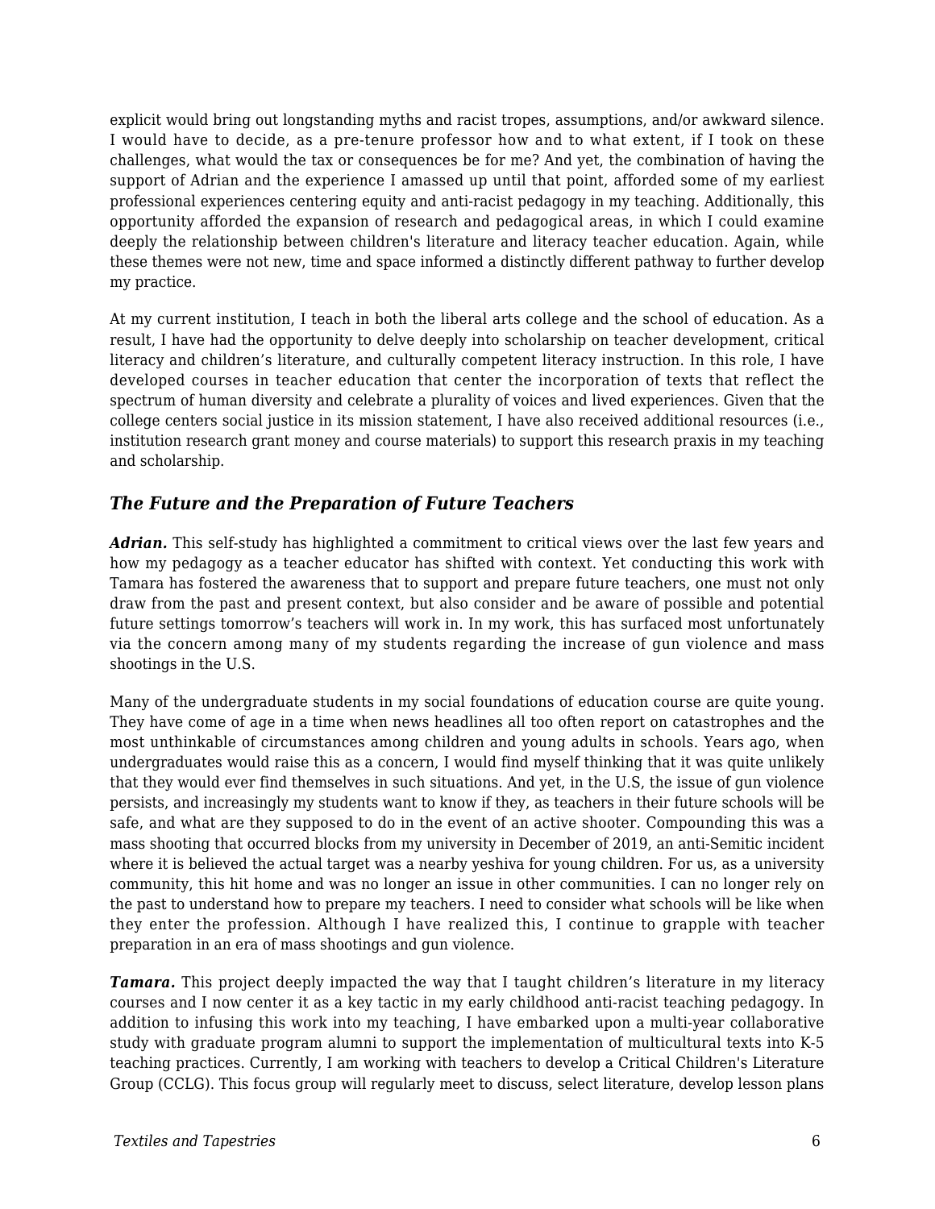explicit would bring out longstanding myths and racist tropes, assumptions, and/or awkward silence. I would have to decide, as a pre-tenure professor how and to what extent, if I took on these challenges, what would the tax or consequences be for me? And yet, the combination of having the support of Adrian and the experience I amassed up until that point, afforded some of my earliest professional experiences centering equity and anti-racist pedagogy in my teaching. Additionally, this opportunity afforded the expansion of research and pedagogical areas, in which I could examine deeply the relationship between children's literature and literacy teacher education. Again, while these themes were not new, time and space informed a distinctly different pathway to further develop my practice.

At my current institution, I teach in both the liberal arts college and the school of education. As a result, I have had the opportunity to delve deeply into scholarship on teacher development, critical literacy and children's literature, and culturally competent literacy instruction. In this role, I have developed courses in teacher education that center the incorporation of texts that reflect the spectrum of human diversity and celebrate a plurality of voices and lived experiences. Given that the college centers social justice in its mission statement, I have also received additional resources (i.e., institution research grant money and course materials) to support this research praxis in my teaching and scholarship.

### *The Future and the Preparation of Future Teachers*

***Adrian.*** This self-study has highlighted a commitment to critical views over the last few years and how my pedagogy as a teacher educator has shifted with context. Yet conducting this work with Tamara has fostered the awareness that to support and prepare future teachers, one must not only draw from the past and present context, but also consider and be aware of possible and potential future settings tomorrow's teachers will work in. In my work, this has surfaced most unfortunately via the concern among many of my students regarding the increase of gun violence and mass shootings in the U.S.

Many of the undergraduate students in my social foundations of education course are quite young. They have come of age in a time when news headlines all too often report on catastrophes and the most unthinkable of circumstances among children and young adults in schools. Years ago, when undergraduates would raise this as a concern, I would find myself thinking that it was quite unlikely that they would ever find themselves in such situations. And yet, in the U.S, the issue of gun violence persists, and increasingly my students want to know if they, as teachers in their future schools will be safe, and what are they supposed to do in the event of an active shooter. Compounding this was a mass shooting that occurred blocks from my university in December of 2019, an anti-Semitic incident where it is believed the actual target was a nearby yeshiva for young children. For us, as a university community, this hit home and was no longer an issue in other communities. I can no longer rely on the past to understand how to prepare my teachers. I need to consider what schools will be like when they enter the profession. Although I have realized this, I continue to grapple with teacher preparation in an era of mass shootings and gun violence.

***Tamara.*** This project deeply impacted the way that I taught children's literature in my literacy courses and I now center it as a key tactic in my early childhood anti-racist teaching pedagogy. In addition to infusing this work into my teaching, I have embarked upon a multi-year collaborative study with graduate program alumni to support the implementation of multicultural texts into K-5 teaching practices. Currently, I am working with teachers to develop a Critical Children's Literature Group (CCLG). This focus group will regularly meet to discuss, select literature, develop lesson plans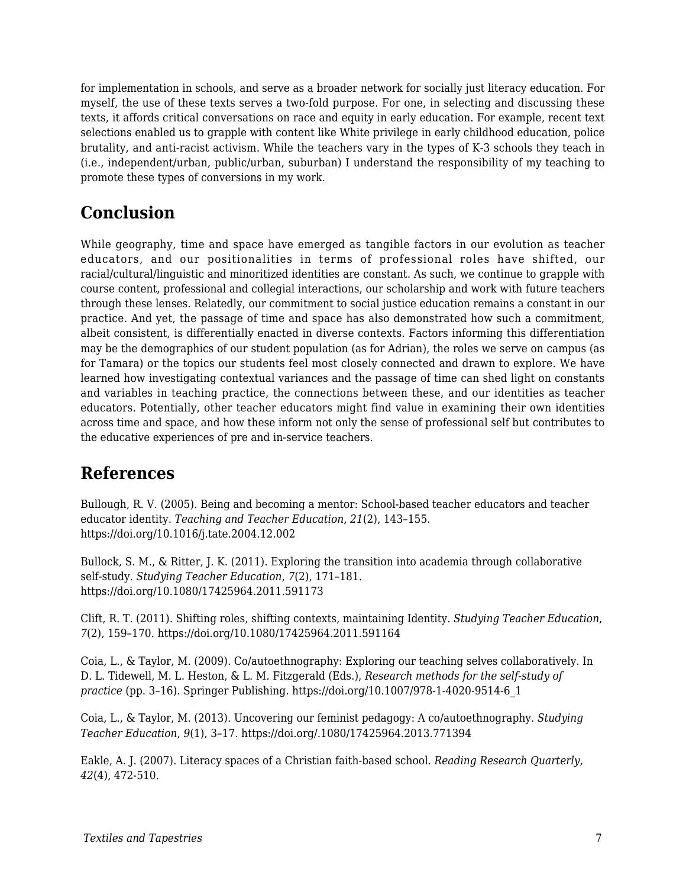for implementation in schools, and serve as a broader network for socially just literacy education. For myself, the use of these texts serves a two-fold purpose. For one, in selecting and discussing these texts, it affords critical conversations on race and equity in early education. For example, recent text selections enabled us to grapple with content like White privilege in early childhood education, police brutality, and anti-racist activism. While the teachers vary in the types of K-3 schools they teach in (i.e., independent/urban, public/urban, suburban) I understand the responsibility of my teaching to promote these types of conversions in my work.

## Conclusion

While geography, time and space have emerged as tangible factors in our evolution as teacher educators, and our positionalities in terms of professional roles have shifted, our racial/cultural/linguistic and minoritized identities are constant. As such, we continue to grapple with course content, professional and collegial interactions, our scholarship and work with future teachers through these lenses. Relatedly, our commitment to social justice education remains a constant in our practice. And yet, the passage of time and space has also demonstrated how such a commitment, albeit consistent, is differentially enacted in diverse contexts. Factors informing this differentiation may be the demographics of our student population (as for Adrian), the roles we serve on campus (as for Tamara) or the topics our students feel most closely connected and drawn to explore. We have learned how investigating contextual variances and the passage of time can shed light on constants and variables in teaching practice, the connections between these, and our identities as teacher educators. Potentially, other teacher educators might find value in examining their own identities across time and space, and how these inform not only the sense of professional self but contributes to the educative experiences of pre and in-service teachers.

## References

Bullough, R. V. (2005). Being and becoming a mentor: School-based teacher educators and teacher educator identity. *Teaching and Teacher Education*, *21*(2), 143–155. https://doi.org/10.1016/j.tate.2004.12.002

Bullock, S. M., & Ritter, J. K. (2011). Exploring the transition into academia through collaborative self-study. *Studying Teacher Education*, *7*(2), 171–181. https://doi.org/10.1080/17425964.2011.591173

Clift, R. T. (2011). Shifting roles, shifting contexts, maintaining Identity. *Studying Teacher Education*, *7*(2), 159–170. https://doi.org/10.1080/17425964.2011.591164

Coia, L., & Taylor, M. (2009). Co/autoethnography: Exploring our teaching selves collaboratively. In D. L. Tidewell, M. L. Heston, & L. M. Fitzgerald (Eds.), *Research methods for the self-study of practice* (pp. 3–16). Springer Publishing. https://doi.org/10.1007/978-1-4020-9514-6_1

Coia, L., & Taylor, M. (2013). Uncovering our feminist pedagogy: A co/autoethnography. *Studying Teacher Education*, *9*(1), 3–17. https://doi.org/.1080/17425964.2013.771394

Eakle, A. J. (2007). Literacy spaces of a Christian faith-based school. *Reading Research Quarterly, 42*(4), 472-510.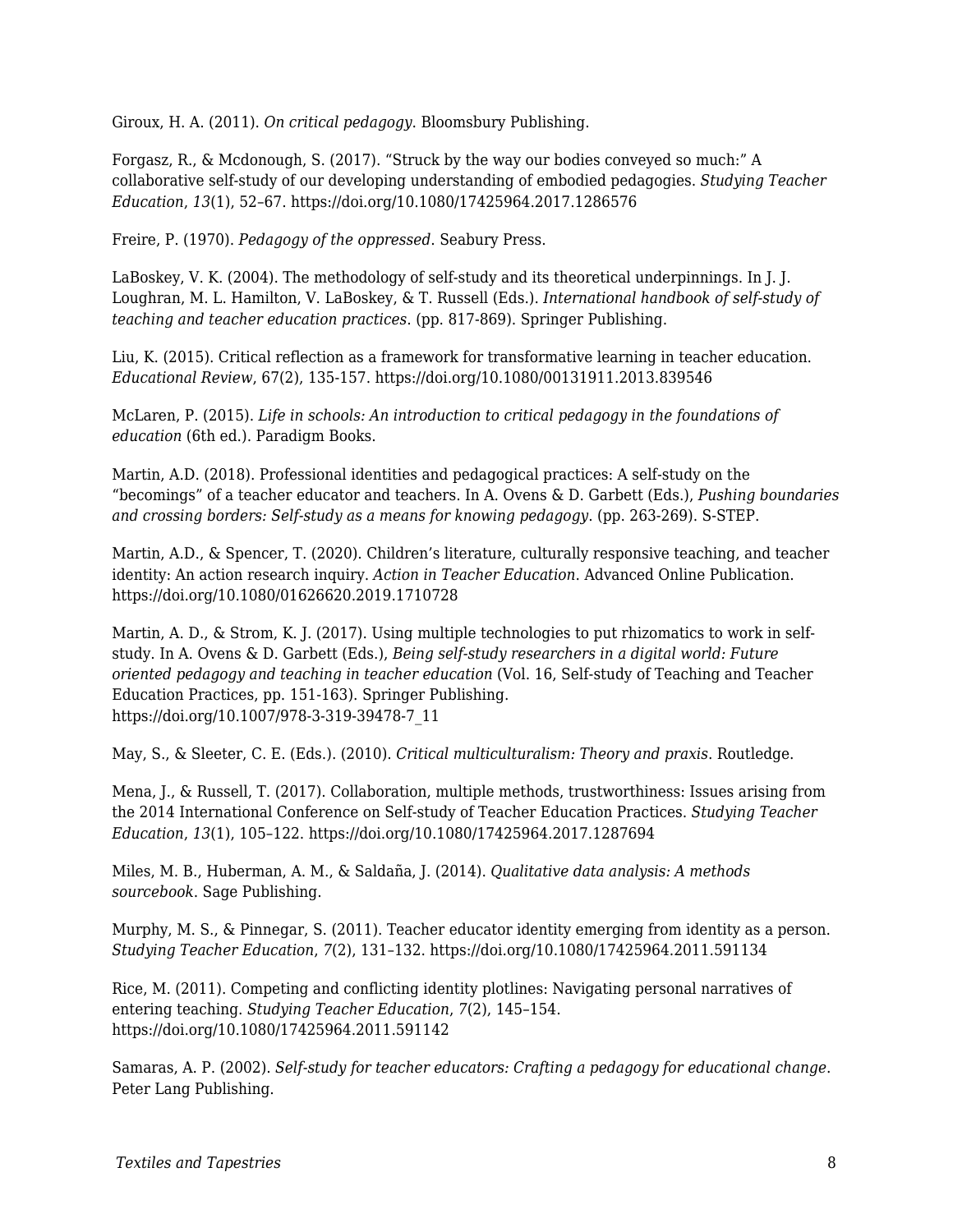Giroux, H. A. (2011). *On critical pedagogy*. Bloomsbury Publishing.

Forgasz, R., & Mcdonough, S. (2017). “Struck by the way our bodies conveyed so much:” A collaborative self-study of our developing understanding of embodied pedagogies. *Studying Teacher Education*, *13*(1), 52–67. https://doi.org/10.1080/17425964.2017.1286576

Freire, P. (1970). *Pedagogy of the oppressed*. Seabury Press.

LaBoskey, V. K. (2004). The methodology of self-study and its theoretical underpinnings. In J. J. Loughran, M. L. Hamilton, V. LaBoskey, & T. Russell (Eds.). *International handbook of self-study of teaching and teacher education practices*. (pp. 817-869). Springer Publishing.

Liu, K. (2015). Critical reflection as a framework for transformative learning in teacher education. *Educational Review*, 67(2), 135-157. https://doi.org/10.1080/00131911.2013.839546

McLaren, P. (2015). *Life in schools: An introduction to critical pedagogy in the foundations of education* (6th ed.). Paradigm Books.

Martin, A.D. (2018). Professional identities and pedagogical practices: A self-study on the “becomings” of a teacher educator and teachers. In A. Ovens & D. Garbett (Eds.), *Pushing boundaries and crossing borders: Self-study as a means for knowing pedagogy*. (pp. 263-269). S-STEP.

Martin, A.D., & Spencer, T. (2020). Children’s literature, culturally responsive teaching, and teacher identity: An action research inquiry. *Action in Teacher Education*. Advanced Online Publication. https://doi.org/10.1080/01626620.2019.1710728

Martin, A. D., & Strom, K. J. (2017). Using multiple technologies to put rhizomatics to work in self-study. In A. Ovens & D. Garbett (Eds.), *Being self-study researchers in a digital world: Future oriented pedagogy and teaching in teacher education* (Vol. 16, Self-study of Teaching and Teacher Education Practices, pp. 151-163). Springer Publishing. https://doi.org/10.1007/978-3-319-39478-7_11

May, S., & Sleeter, C. E. (Eds.). (2010). *Critical multiculturalism: Theory and praxis*. Routledge.

Mena, J., & Russell, T. (2017). Collaboration, multiple methods, trustworthiness: Issues arising from the 2014 International Conference on Self-study of Teacher Education Practices. *Studying Teacher Education*, *13*(1), 105–122. https://doi.org/10.1080/17425964.2017.1287694

Miles, M. B., Huberman, A. M., & Saldaña, J. (2014). *Qualitative data analysis: A methods sourcebook*. Sage Publishing.

Murphy, M. S., & Pinnegar, S. (2011). Teacher educator identity emerging from identity as a person. *Studying Teacher Education*, *7*(2), 131–132. https://doi.org/10.1080/17425964.2011.591134

Rice, M. (2011). Competing and conflicting identity plotlines: Navigating personal narratives of entering teaching. *Studying Teacher Education*, *7*(2), 145–154. https://doi.org/10.1080/17425964.2011.591142

Samaras, A. P. (2002). *Self-study for teacher educators: Crafting a pedagogy for educational change*. Peter Lang Publishing.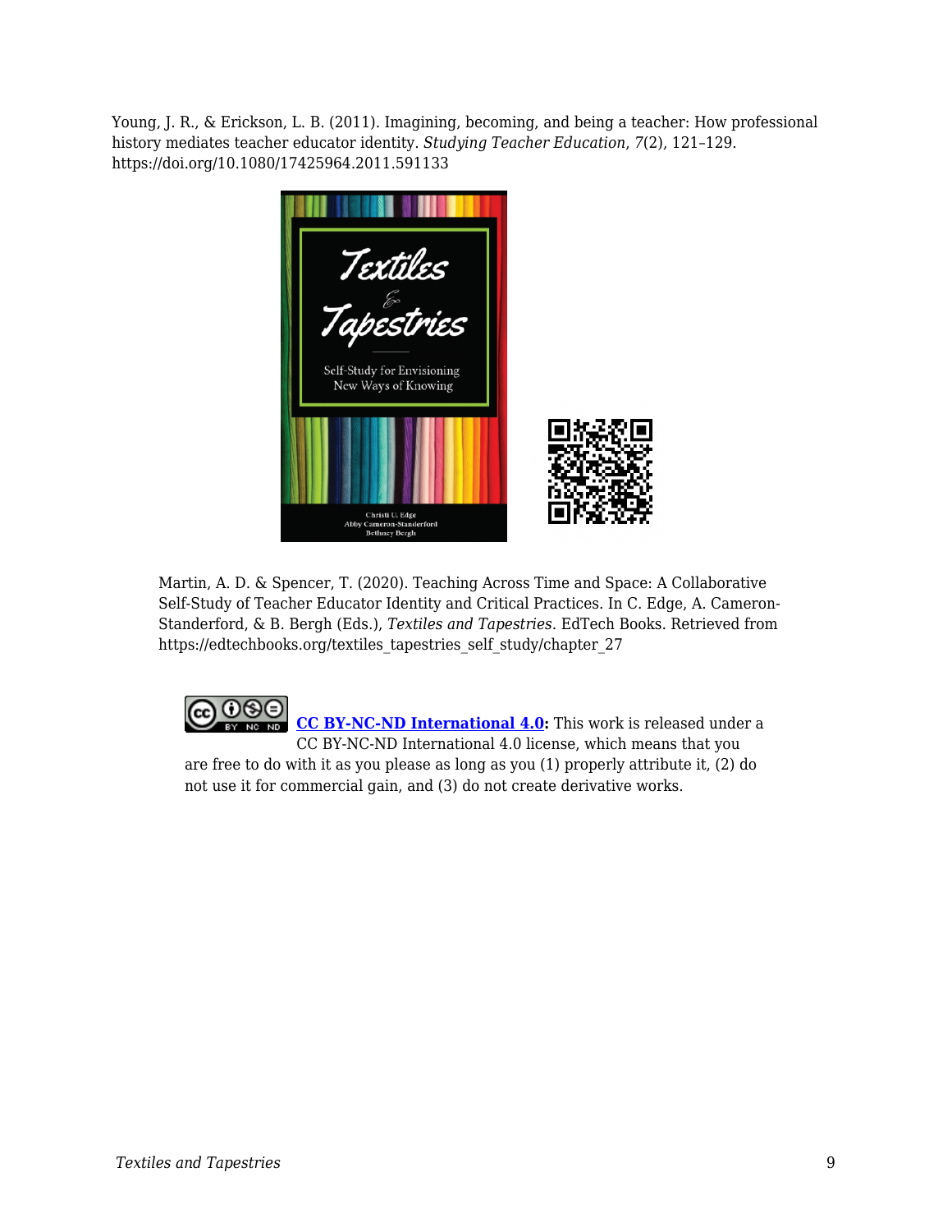Young, J. R., & Erickson, L. B. (2011). Imagining, becoming, and being a teacher: How professional history mediates teacher educator identity. *Studying Teacher Education*, *7*(2), 121–129. https://doi.org/10.1080/17425964.2011.591133

Martin, A. D. & Spencer, T. (2020). Teaching Across Time and Space: A Collaborative Self-Study of Teacher Educator Identity and Critical Practices. In C. Edge, A. Cameron-Standerford, & B. Bergh (Eds.), *Textiles and Tapestries*. EdTech Books. Retrieved from https://edtechbooks.org/textiles_tapestries_self_study/chapter_27

**CC BY-NC-ND International 4.0:** This work is released under a CC BY-NC-ND International 4.0 license, which means that you are free to do with it as you please as long as you (1) properly attribute it, (2) do not use it for commercial gain, and (3) do not create derivative works.